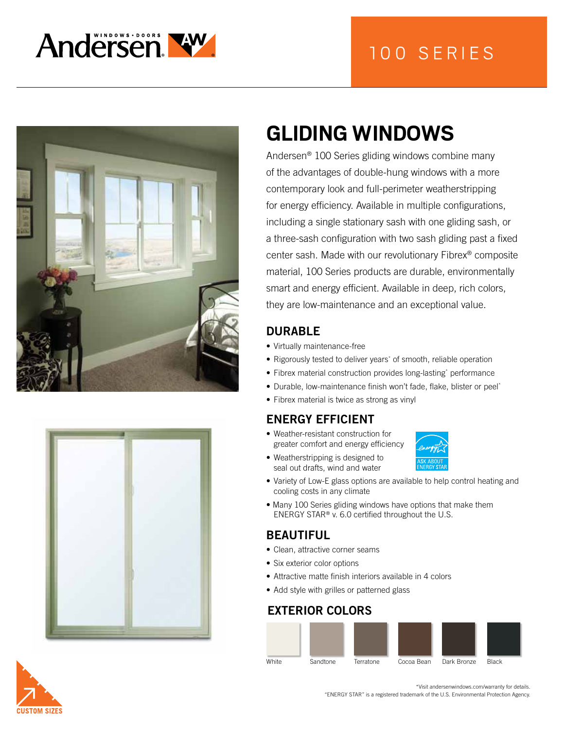Andersen WINDOWS • DOORS

# 100 SERIES

## GLIDING WINDOWS

Andersen® 100 Series gliding windows combine many of the advantages of double-hung windows with a more contemporary look and full-perimeter weatherstripping for energy efficiency. Available in multiple configurations, including a single stationary sash with one gliding sash, or a three-sash configuration with two sash gliding past a fixed center sash. Made with our revolutionary Fibrex® composite material, 100 Series products are durable, environmentally smart and energy efficient. Available in deep, rich colors, they are low-maintenance and an exceptional value.

### DURABLE

- Virtually maintenance-free
- Rigorously tested to deliver years* of smooth, reliable operation
- Fibrex material construction provides long-lasting* performance
- Durable, low-maintenance finish won't fade, flake, blister or peel*
- Fibrex material is twice as strong as vinyl

### ENERGY EFFICIENT

- Weather-resistant construction for greater comfort and energy efficiency
- Weatherstripping is designed to seal out drafts, wind and water
- Variety of Low-E glass options are available to help control heating and cooling costs in any climate
- Many 100 Series gliding windows have options that make them ENERGY STAR® v. 6.0 certified throughout the U.S.

ASK ABOUT ENERGY STAR

### BEAUTIFUL

- Clean, attractive corner seams
- Six exterior color options
- Attractive matte finish interiors available in 4 colors
- Add style with grilles or patterned glass

### EXTERIOR COLORS

White | Sandtone | Terratone | Cocoa Bean | Dark Bronze | Black

CUSTOM SIZES

*Visit andersenwindows.com/warranty for details.
"ENERGY STAR" is a registered trademark of the U.S. Environmental Protection Agency.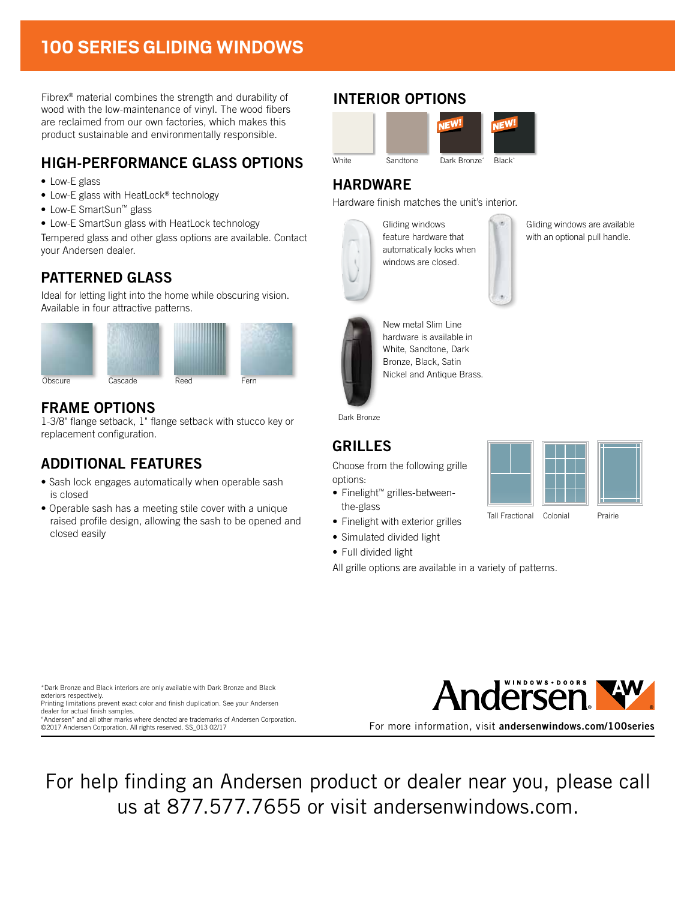# 100 SERIES GLIDING WINDOWS

Fibrex® material combines the strength and durability of wood with the low-maintenance of vinyl. The wood fibers are reclaimed from our own factories, which makes this product sustainable and environmentally responsible.

## HIGH-PERFORMANCE GLASS OPTIONS

- Low-E glass
- Low-E glass with HeatLock® technology
- Low-E SmartSun™ glass
- Low-E SmartSun glass with HeatLock technology

Tempered glass and other glass options are available. Contact your Andersen dealer.

## PATTERNED GLASS

Ideal for letting light into the home while obscuring vision. Available in four attractive patterns.

Obscure

Cascade

Reed

Fern

## FRAME OPTIONS

1-3/8" flange setback, 1" flange setback with stucco key or replacement configuration.

## ADDITIONAL FEATURES

- Sash lock engages automatically when operable sash is closed
- Operable sash has a meeting stile cover with a unique raised profile design, allowing the sash to be opened and closed easily

## INTERIOR OPTIONS

White

Sandtone

NEW! Dark Bronze*

NEW! Black*

## HARDWARE

Hardware finish matches the unit's interior.

Gliding windows feature hardware that automatically locks when windows are closed.

Gliding windows are available with an optional pull handle.

New metal Slim Line hardware is available in White, Sandtone, Dark Bronze, Black, Satin Nickel and Antique Brass.

Dark Bronze

## GRILLES

Choose from the following grille options:

- Finelight™ grilles-between-the-glass
- Finelight with exterior grilles
- Simulated divided light
- Full divided light

All grille options are available in a variety of patterns.

Tall Fractional

Colonial

Prairie

*Dark Bronze and Black interiors are only available with Dark Bronze and Black exteriors respectively.
Printing limitations prevent exact color and finish duplication. See your Andersen dealer for actual finish samples.
"Andersen" and all other marks where denoted are trademarks of Andersen Corporation. ©2017 Andersen Corporation. All rights reserved. SS_013 02/17

Andersen® WINDOWS • DOORS

For more information, visit **andersenwindows.com/100series**

For help finding an Andersen product or dealer near you, please call us at 877.577.7655 or visit andersenwindows.com.